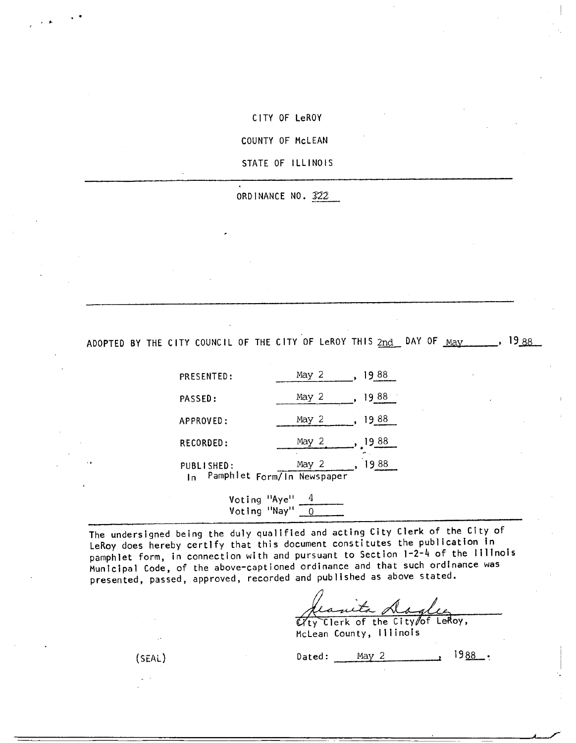CITY OF LeROY

COUNTY OF McLEAN

STATE OF ILLINOIS

---

ORDINANCE NO. 322

---

ADOPTED BY THE CITY COUNCIL OF THE CITY OF LeROY THIS 2nd DAY OF May, 1988

| | |
|---|---|
| PRESENTED: | May 2, 1988 |
| PASSED: | May 2, 1988 |
| APPROVED: | May 2, 1988 |
| RECORDED: | May 2, 1988 |
| PUBLISHED: In Pamphlet Form/In Newspaper | May 2, 1988 |

Voting "Aye" 4
Voting "Nay" 0

---

The undersigned being the duly qualified and acting City Clerk of the City of LeRoy does hereby certify that this document constitutes the publication in pamphlet form, in connection with and pursuant to Section 1-2-4 of the Illinois Municipal Code, of the above-captioned ordinance and that such ordinance was presented, passed, approved, recorded and published as above stated.

Juanita Dagley
City Clerk of the City of LeRoy,
McLean County, Illinois

(SEAL)

Dated: May 2, 1988.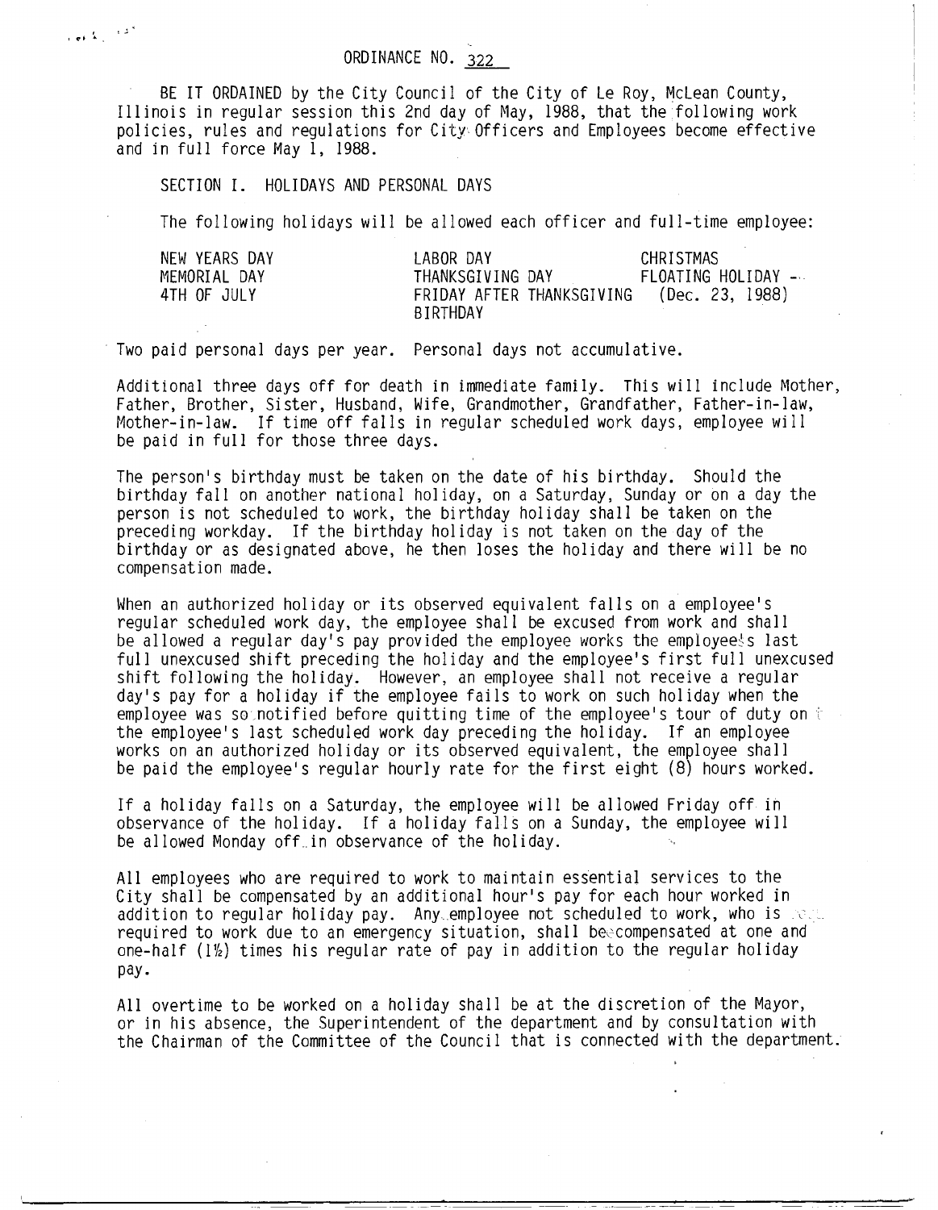# ORDINANCE NO. 322

BE IT ORDAINED by the City Council of the City of Le Roy, McLean County, Illinois in regular session this 2nd day of May, 1988, that the following work policies, rules and regulations for City Officers and Employees become effective and in full force May 1, 1988.

## SECTION I. HOLIDAYS AND PERSONAL DAYS

The following holidays will be allowed each officer and full-time employee:

| | | |
|---|---|---|
| NEW YEARS DAY | LABOR DAY | CHRISTMAS |
| MEMORIAL DAY | THANKSGIVING DAY | FLOATING HOLIDAY – |
| 4TH OF JULY | FRIDAY AFTER THANKSGIVING | (Dec. 23, 1988) |
| | BIRTHDAY | |

Two paid personal days per year. Personal days not accumulative.

Additional three days off for death in immediate family. This will include Mother, Father, Brother, Sister, Husband, Wife, Grandmother, Grandfather, Father-in-law, Mother-in-law. If time off falls in regular scheduled work days, employee will be paid in full for those three days.

The person's birthday must be taken on the date of his birthday. Should the birthday fall on another national holiday, on a Saturday, Sunday or on a day the person is not scheduled to work, the birthday holiday shall be taken on the preceding workday. If the birthday holiday is not taken on the day of the birthday or as designated above, he then loses the holiday and there will be no compensation made.

When an authorized holiday or its observed equivalent falls on a employee's regular scheduled work day, the employee shall be excused from work and shall be allowed a regular day's pay provided the employee works the employee's last full unexcused shift preceding the holiday and the employee's first full unexcused shift following the holiday. However, an employee shall not receive a regular day's pay for a holiday if the employee fails to work on such holiday when the employee was so notified before quitting time of the employee's tour of duty on the employee's last scheduled work day preceding the holiday. If an employee works on an authorized holiday or its observed equivalent, the employee shall be paid the employee's regular hourly rate for the first eight (8) hours worked.

If a holiday falls on a Saturday, the employee will be allowed Friday off in observance of the holiday. If a holiday falls on a Sunday, the employee will be allowed Monday off in observance of the holiday.

All employees who are required to work to maintain essential services to the City shall be compensated by an additional hour's pay for each hour worked in addition to regular holiday pay. Any employee not scheduled to work, who is required to work due to an emergency situation, shall be compensated at one and one-half (1½) times his regular rate of pay in addition to the regular holiday pay.

All overtime to be worked on a holiday shall be at the discretion of the Mayor, or in his absence, the Superintendent of the department and by consultation with the Chairman of the Committee of the Council that is connected with the department.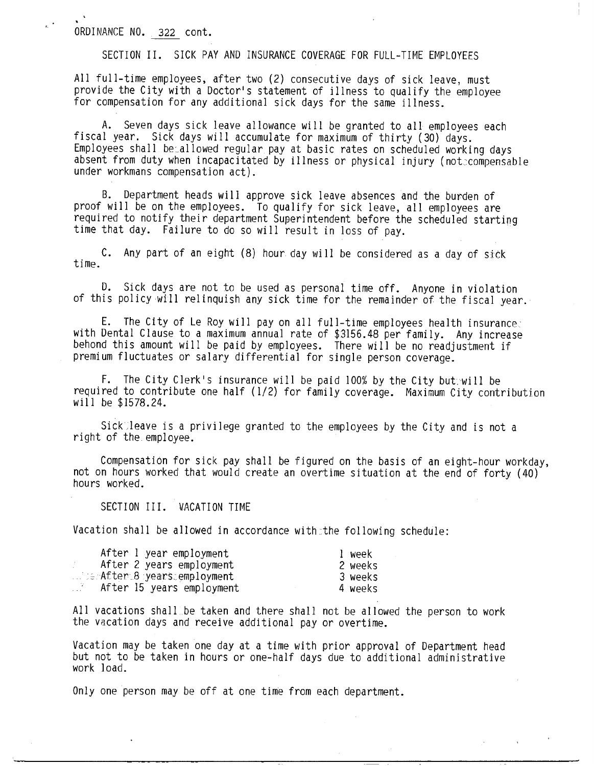ORDINANCE NO. 322 cont.

## SECTION II. SICK PAY AND INSURANCE COVERAGE FOR FULL-TIME EMPLOYEES

All full-time employees, after two (2) consecutive days of sick leave, must provide the City with a Doctor's statement of illness to qualify the employee for compensation for any additional sick days for the same illness.

A. Seven days sick leave allowance will be granted to all employees each fiscal year. Sick days will accumulate for maximum of thirty (30) days. Employees shall be allowed regular pay at basic rates on scheduled working days absent from duty when incapacitated by illness or physical injury (not compensable under workmans compensation act).

B. Department heads will approve sick leave absences and the burden of proof will be on the employees. To qualify for sick leave, all employees are required to notify their department Superintendent before the scheduled starting time that day. Failure to do so will result in loss of pay.

C. Any part of an eight (8) hour day will be considered as a day of sick time.

D. Sick days are not to be used as personal time off. Anyone in violation of this policy will relinquish any sick time for the remainder of the fiscal year.

E. The City of Le Roy will pay on all full-time employees health insurance with Dental Clause to a maximum annual rate of $3156.48 per family. Any increase behond this amount will be paid by employees. There will be no readjustment if premium fluctuates or salary differential for single person coverage.

F. The City Clerk's insurance will be paid 100% by the City but will be required to contribute one half (1/2) for family coverage. Maximum City contribution will be $1578.24.

Sick leave is a privilege granted to the employees by the City and is not a right of the employee.

Compensation for sick pay shall be figured on the basis of an eight-hour workday, not on hours worked that would create an overtime situation at the end of forty (40) hours worked.

## SECTION III. VACATION TIME

Vacation shall be allowed in accordance with the following schedule:

| | |
|---|---|
| After 1 year employment | 1 week |
| After 2 years employment | 2 weeks |
| After 8 years employment | 3 weeks |
| After 15 years employment | 4 weeks |

All vacations shall be taken and there shall not be allowed the person to work the vacation days and receive additional pay or overtime.

Vacation may be taken one day at a time with prior approval of Department head but not to be taken in hours or one-half days due to additional administrative work load.

Only one person may be off at one time from each department.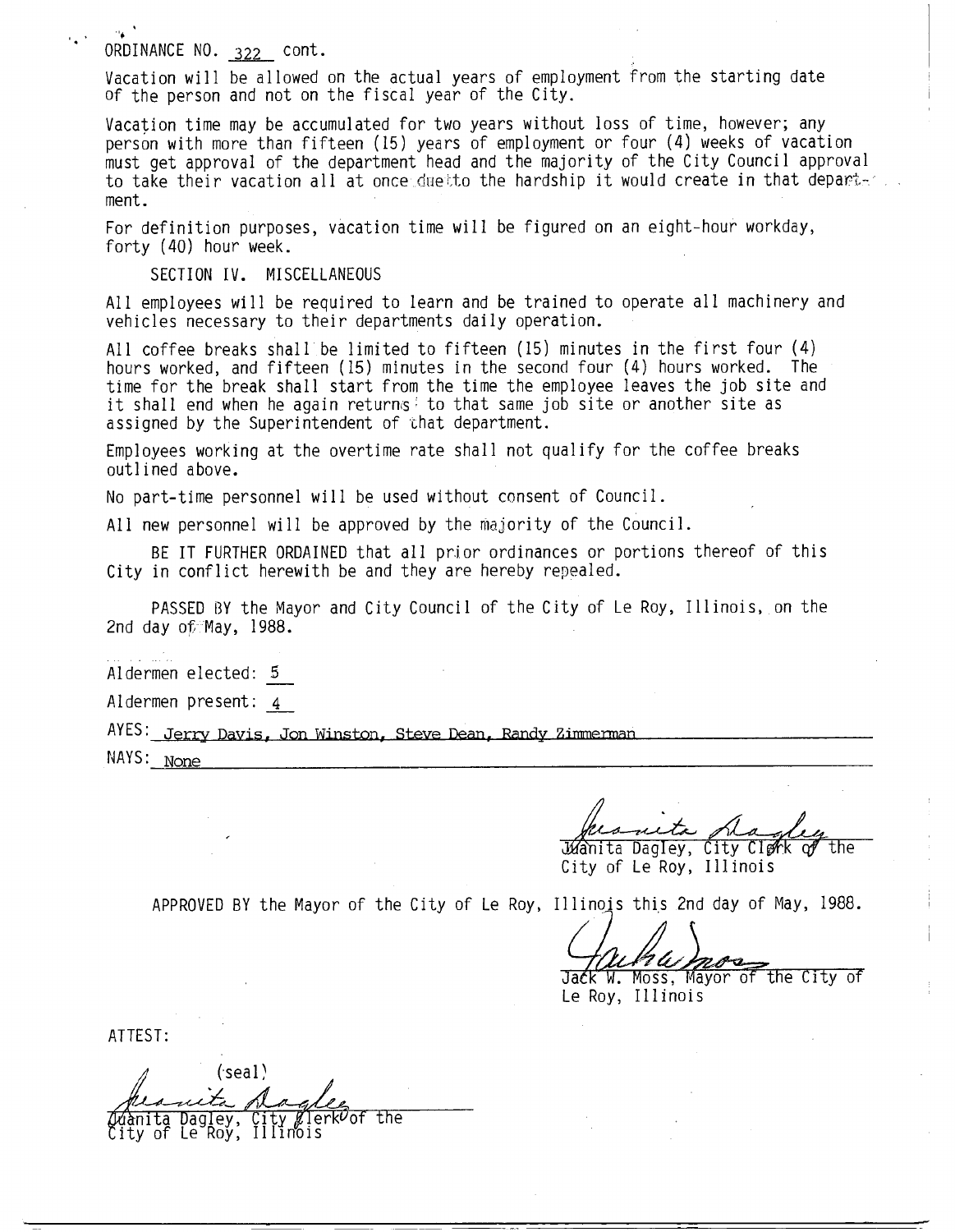ORDINANCE NO. 322 cont.

Vacation will be allowed on the actual years of employment from the starting date of the person and not on the fiscal year of the City.

Vacation time may be accumulated for two years without loss of time, however; any person with more than fifteen (15) years of employment or four (4) weeks of vacation must get approval of the department head and the majority of the City Council approval to take their vacation all at once due to the hardship it would create in that department.

For definition purposes, vacation time will be figured on an eight-hour workday, forty (40) hour week.

SECTION IV. MISCELLANEOUS

All employees will be required to learn and be trained to operate all machinery and vehicles necessary to their departments daily operation.

All coffee breaks shall be limited to fifteen (15) minutes in the first four (4) hours worked, and fifteen (15) minutes in the second four (4) hours worked. The time for the break shall start from the time the employee leaves the job site and it shall end when he again returns to that same job site or another site as assigned by the Superintendent of that department.

Employees working at the overtime rate shall not qualify for the coffee breaks outlined above.

No part-time personnel will be used without consent of Council.

All new personnel will be approved by the majority of the Council.

BE IT FURTHER ORDAINED that all prior ordinances or portions thereof of this City in conflict herewith be and they are hereby repealed.

PASSED BY the Mayor and City Council of the City of Le Roy, Illinois, on the 2nd day of May, 1988.

Aldermen elected: 5

Aldermen present: 4

AYES: Jerry Davis, Jon Winston, Steve Dean, Randy Zimmerman

NAYS: None

Juanita Dagley, City Clerk of the
City of Le Roy, Illinois

APPROVED BY the Mayor of the City of Le Roy, Illinois this 2nd day of May, 1988.

Jack W. Moss, Mayor of the City of
Le Roy, Illinois

ATTEST:

(seal)

Juanita Dagley, City Clerk of the
City of Le Roy, Illinois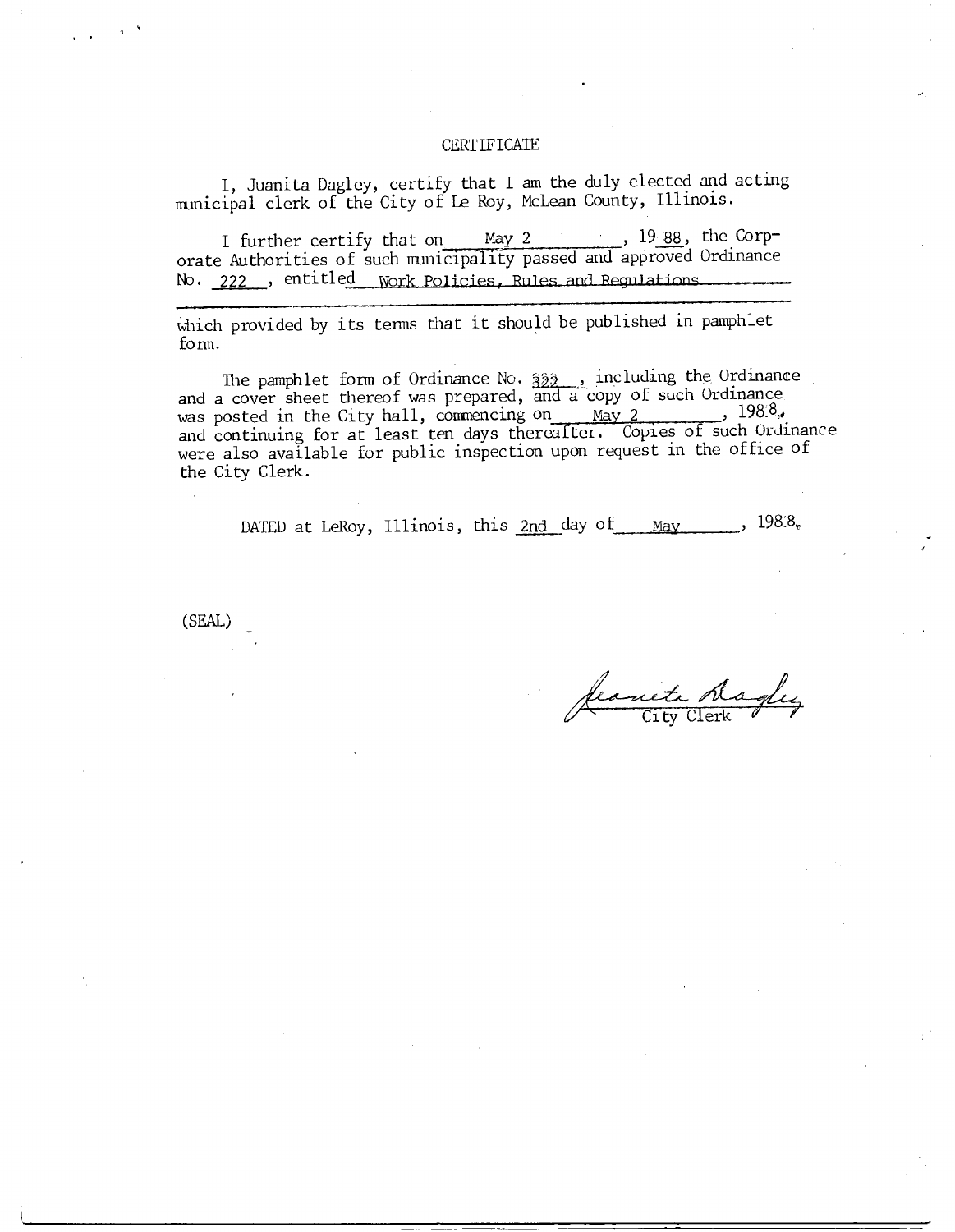# CERTIFICATE

I, Juanita Dagley, certify that I am the duly elected and acting municipal clerk of the City of Le Roy, McLean County, Illinois.

I further certify that on May 2, 19 88, the Corporate Authorities of such municipality passed and approved Ordinance No. 222, entitled Work Policies, Rules and Regulations

which provided by its terms that it should be published in pamphlet form.

The pamphlet form of Ordinance No. 222, including the Ordinance and a cover sheet thereof was prepared, and a copy of such Ordinance was posted in the City hall, commencing on May 2, 1988, and continuing for at least ten days thereafter. Copies of such Ordinance were also available for public inspection upon request in the office of the City Clerk.

DATED at LeRoy, Illinois, this 2nd day of May, 1988.

(SEAL)

Juanita Dagley
City Clerk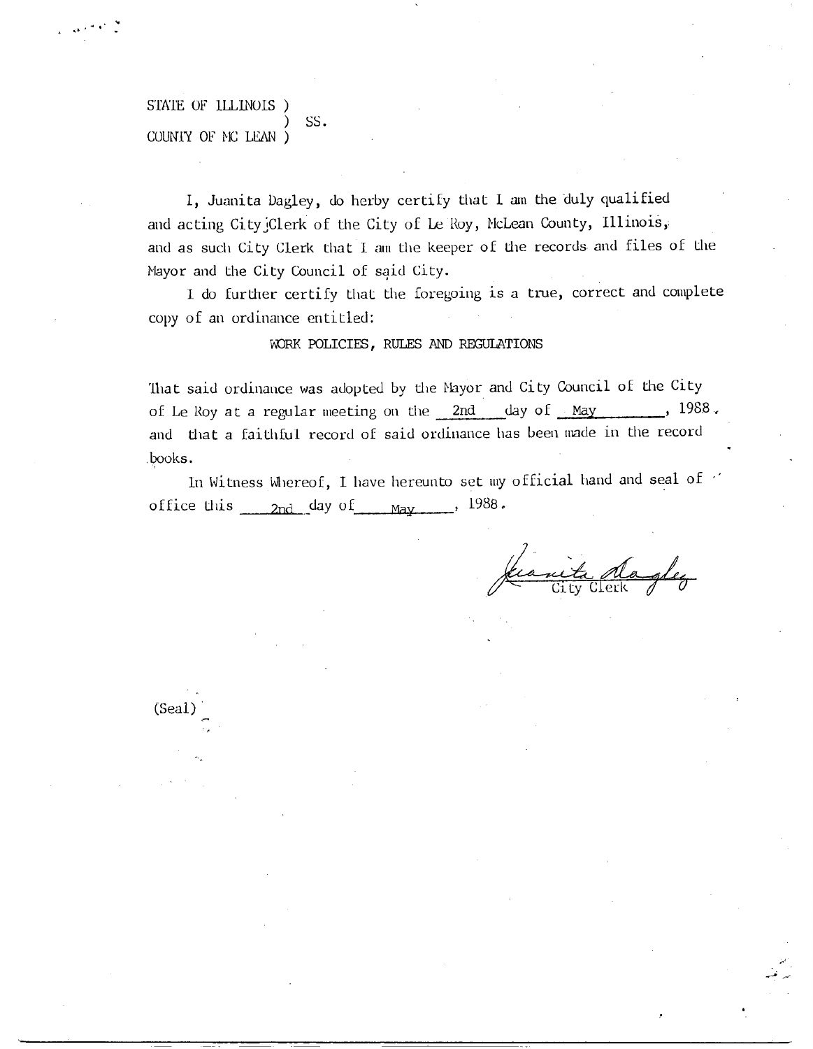STATE OF ILLINOIS )
) SS.
COUNTY OF MC LEAN )

I, Juanita Dagley, do herby certify that I am the duly qualified and acting City Clerk of the City of Le Roy, McLean County, Illinois, and as such City Clerk that I am the keeper of the records and files of the Mayor and the City Council of said City.

I do further certify that the foregoing is a true, correct and complete copy of an ordinance entitled:

WORK POLICIES, RULES AND REGULATIONS

That said ordinance was adopted by the Mayor and City Council of the City of Le Roy at a regular meeting on the 2nd day of May, 1988, and that a faithful record of said ordinance has been made in the record books.

In Witness Whereof, I have hereunto set my official hand and seal of office this 2nd day of May, 1988.

Juanita Dagley
City Clerk

(Seal)